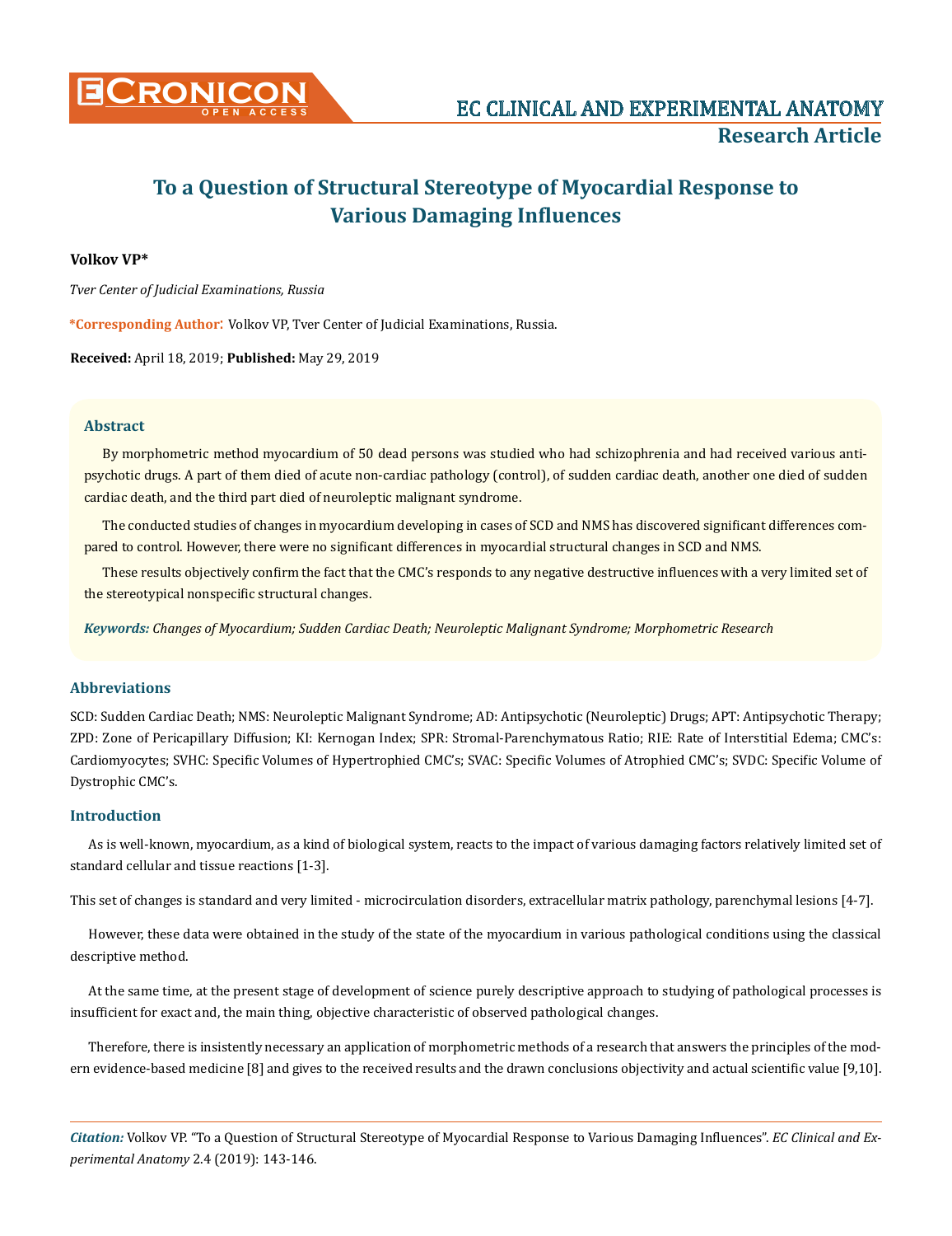# To a Question of Structural Stereotype of Myocardial Response to Various Damaging Influences

**Volkov VP***

*Tver Center of Judicial Examinations, Russia*

**\*Corresponding Author:** Volkov VP, Tver Center of Judicial Examinations, Russia.

**Received:** April 18, 2019; **Published:** May 29, 2019

## Abstract

By morphometric method myocardium of 50 dead persons was studied who had schizophrenia and had received various antipsychotic drugs. A part of them died of acute non-cardiac pathology (control), of sudden cardiac death, another one died of sudden cardiac death, and the third part died of neuroleptic malignant syndrome.

The conducted studies of changes in myocardium developing in cases of SCD and NMS has discovered significant differences compared to control. However, there were no significant differences in myocardial structural changes in SCD and NMS.

These results objectively confirm the fact that the CMC's responds to any negative destructive influences with a very limited set of the stereotypical nonspecific structural changes.

***Keywords:*** *Changes of Myocardium; Sudden Cardiac Death; Neuroleptic Malignant Syndrome; Morphometric Research*

## Abbreviations

SCD: Sudden Cardiac Death; NMS: Neuroleptic Malignant Syndrome; AD: Antipsychotic (Neuroleptic) Drugs; APT: Antipsychotic Therapy; ZPD: Zone of Pericapillary Diffusion; KI: Kernogan Index; SPR: Stromal-Parenchymatous Ratio; RIE: Rate of Interstitial Edema; CMC's: Cardiomyocytes; SVHC: Specific Volumes of Hypertrophied CMC's; SVAC: Specific Volumes of Atrophied CMC's; SVDC: Specific Volume of Dystrophic CMC's.

## Introduction

As is well-known, myocardium, as a kind of biological system, reacts to the impact of various damaging factors relatively limited set of standard cellular and tissue reactions [1-3].

This set of changes is standard and very limited - microcirculation disorders, extracellular matrix pathology, parenchymal lesions [4-7].

However, these data were obtained in the study of the state of the myocardium in various pathological conditions using the classical descriptive method.

At the same time, at the present stage of development of science purely descriptive approach to studying of pathological processes is insufficient for exact and, the main thing, objective characteristic of observed pathological changes.

Therefore, there is insistently necessary an application of morphometric methods of a research that answers the principles of the modern evidence-based medicine [8] and gives to the received results and the drawn conclusions objectivity and actual scientific value [9,10].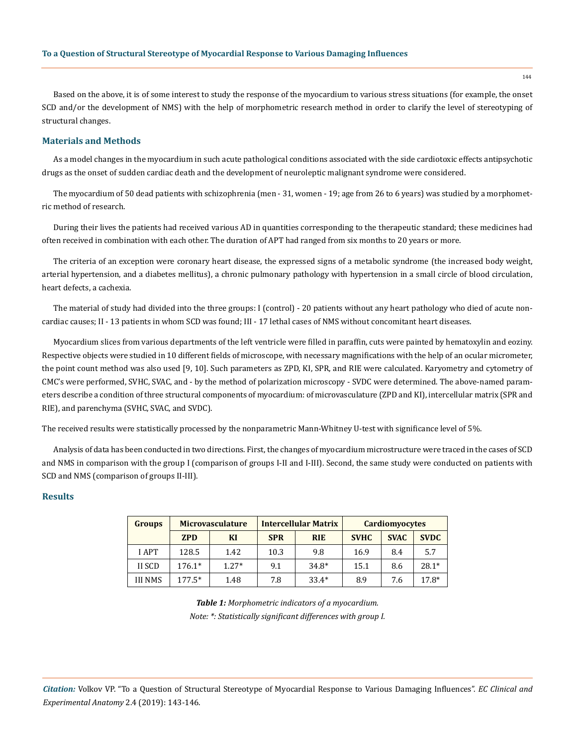Based on the above, it is of some interest to study the response of the myocardium to various stress situations (for example, the onset SCD and/or the development of NMS) with the help of morphometric research method in order to clarify the level of stereotyping of structural changes.

## Materials and Methods

As a model changes in the myocardium in such acute pathological conditions associated with the side cardiotoxic effects antipsychotic drugs as the onset of sudden cardiac death and the development of neuroleptic malignant syndrome were considered.

The myocardium of 50 dead patients with schizophrenia (men - 31, women - 19; age from 26 to 6 years) was studied by a morphometric method of research.

During their lives the patients had received various AD in quantities corresponding to the therapeutic standard; these medicines had often received in combination with each other. The duration of APT had ranged from six months to 20 years or more.

The criteria of an exception were coronary heart disease, the expressed signs of a metabolic syndrome (the increased body weight, arterial hypertension, and a diabetes mellitus), a chronic pulmonary pathology with hypertension in a small circle of blood circulation, heart defects, a cachexia.

The material of study had divided into the three groups: I (control) - 20 patients without any heart pathology who died of acute non-cardiac causes; II - 13 patients in whom SCD was found; III - 17 lethal cases of NMS without concomitant heart diseases.

Myocardium slices from various departments of the left ventricle were filled in paraffin, cuts were painted by hematoxylin and eoziny. Respective objects were studied in 10 different fields of microscope, with necessary magnifications with the help of an ocular micrometer, the point count method was also used [9, 10]. Such parameters as ZPD, KI, SPR, and RIE were calculated. Karyometry and cytometry of CMC's were performed, SVHC, SVAC, and - by the method of polarization microscopy - SVDC were determined. The above-named parameters describe a condition of three structural components of myocardium: of microvasculature (ZPD and KI), intercellular matrix (SPR and RIE), and parenchyma (SVHC, SVAC, and SVDC).

The received results were statistically processed by the nonparametric Mann-Whitney U-test with significance level of 5%.

Analysis of data has been conducted in two directions. First, the changes of myocardium microstructure were traced in the cases of SCD and NMS in comparison with the group I (comparison of groups I-II and I-III). Second, the same study were conducted on patients with SCD and NMS (comparison of groups II-III).

## Results

| Groups | Microvasculature | | Intercellular Matrix | | Cardiomyocytes | | |
|---|---|---|---|---|---|---|---|
| | ZPD | KI | SPR | RIE | SVHC | SVAC | SVDC |
| I APT | 128.5 | 1.42 | 10.3 | 9.8 | 16.9 | 8.4 | 5.7 |
| II SCD | 176.1* | 1.27* | 9.1 | 34.8* | 15.1 | 8.6 | 28.1* |
| III NMS | 177.5* | 1.48 | 7.8 | 33.4* | 8.9 | 7.6 | 17.8* |

***Table 1:*** *Morphometric indicators of a myocardium.*

*Note: \*: Statistically significant differences with group I.*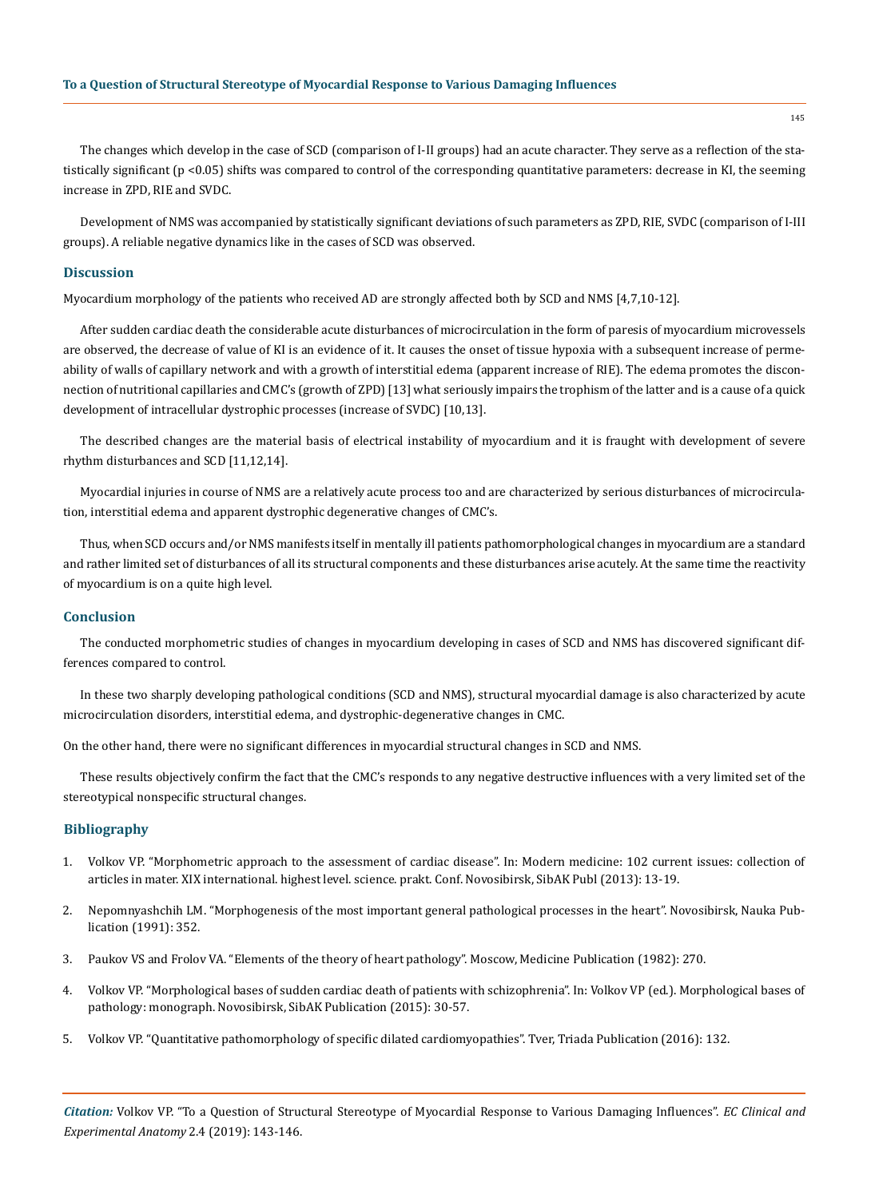The changes which develop in the case of SCD (comparison of I-II groups) had an acute character. They serve as a reflection of the statistically significant ($p < 0.05$) shifts was compared to control of the corresponding quantitative parameters: decrease in KI, the seeming increase in ZPD, RIE and SVDC.

Development of NMS was accompanied by statistically significant deviations of such parameters as ZPD, RIE, SVDC (comparison of I-III groups). A reliable negative dynamics like in the cases of SCD was observed.

## Discussion

Myocardium morphology of the patients who received AD are strongly affected both by SCD and NMS [4,7,10-12].

After sudden cardiac death the considerable acute disturbances of microcirculation in the form of paresis of myocardium microvessels are observed, the decrease of value of KI is an evidence of it. It causes the onset of tissue hypoxia with a subsequent increase of permeability of walls of capillary network and with a growth of interstitial edema (apparent increase of RIE). The edema promotes the disconnection of nutritional capillaries and CMC's (growth of ZPD) [13] what seriously impairs the trophism of the latter and is a cause of a quick development of intracellular dystrophic processes (increase of SVDC) [10,13].

The described changes are the material basis of electrical instability of myocardium and it is fraught with development of severe rhythm disturbances and SCD [11,12,14].

Myocardial injuries in course of NMS are a relatively acute process too and are characterized by serious disturbances of microcirculation, interstitial edema and apparent dystrophic degenerative changes of CMC's.

Thus, when SCD occurs and/or NMS manifests itself in mentally ill patients pathomorphological changes in myocardium are a standard and rather limited set of disturbances of all its structural components and these disturbances arise acutely. At the same time the reactivity of myocardium is on a quite high level.

## Conclusion

The conducted morphometric studies of changes in myocardium developing in cases of SCD and NMS has discovered significant differences compared to control.

In these two sharply developing pathological conditions (SCD and NMS), structural myocardial damage is also characterized by acute microcirculation disorders, interstitial edema, and dystrophic-degenerative changes in CMC.

On the other hand, there were no significant differences in myocardial structural changes in SCD and NMS.

These results objectively confirm the fact that the CMC's responds to any negative destructive influences with a very limited set of the stereotypical nonspecific structural changes.

## Bibliography

1. Volkov VP. "Morphometric approach to the assessment of cardiac disease". In: Modern medicine: 102 current issues: collection of articles in mater. XIX international. highest level. science. prakt. Conf. Novosibirsk, SibAK Publ (2013): 13-19.
2. Nepomnyashchih LM. "Morphogenesis of the most important general pathological processes in the heart". Novosibirsk, Nauka Publication (1991): 352.
3. Paukov VS and Frolov VA. "Elements of the theory of heart pathology". Moscow, Medicine Publication (1982): 270.
4. Volkov VP. "Morphological bases of sudden cardiac death of patients with schizophrenia". In: Volkov VP (ed.). Morphological bases of pathology: monograph. Novosibirsk, SibAK Publication (2015): 30-57.
5. Volkov VP. "Quantitative pathomorphology of specific dilated cardiomyopathies". Tver, Triada Publication (2016): 132.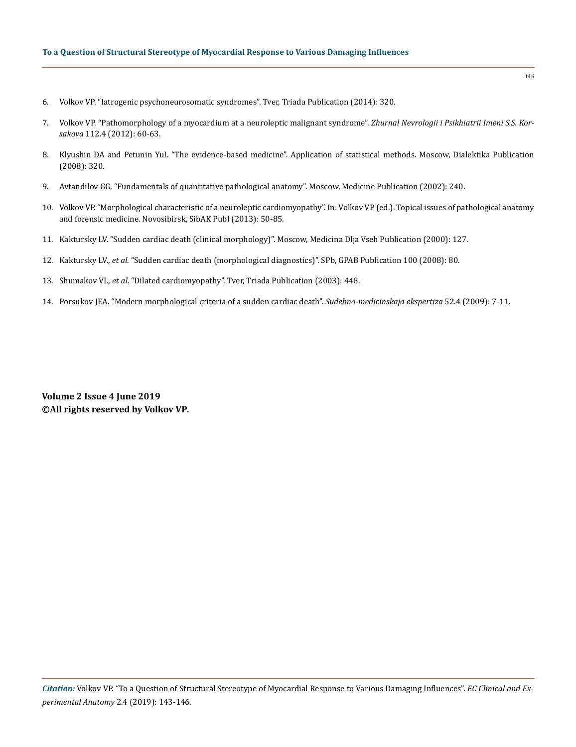6. Volkov VP. “Iatrogenic psychoneurosomatic syndromes”. Tver, Triada Publication (2014): 320.

7. Volkov VP. “Pathomorphology of a myocardium at a neuroleptic malignant syndrome”. *Zhurnal Nevrologii i Psikhiatrii Imeni S.S. Korsakova* 112.4 (2012): 60-63.

8. Klyushin DA and Petunin YuI. “The evidence-based medicine”. Application of statistical methods. Moscow, Dialektika Publication (2008): 320.

9. Avtandilov GG. “Fundamentals of quantitative pathological anatomy”. Moscow, Medicine Publication (2002): 240.

10. Volkov VP. “Morphological characteristic of a neuroleptic cardiomyopathy”. In: Volkov VP (ed.). Topical issues of pathological anatomy and forensic medicine. Novosibirsk, SibAK Publ (2013): 50-85.

11. Kaktursky LV. “Sudden cardiac death (clinical morphology)”. Moscow, Medicina Dlja Vseh Publication (2000): 127.

12. Kaktursky LV., *et al*. “Sudden cardiac death (morphological diagnostics)”. SPb, GPAB Publication 100 (2008): 80.

13. Shumakov VI., *et al*. “Dilated cardiomyopathy”. Tver, Triada Publication (2003): 448.

14. Porsukov JEA. “Modern morphological criteria of a sudden cardiac death”. *Sudebno-medicinskaja ekspertiza* 52.4 (2009): 7-11.

**Volume 2 Issue 4 June 2019**
**©All rights reserved by Volkov VP.**